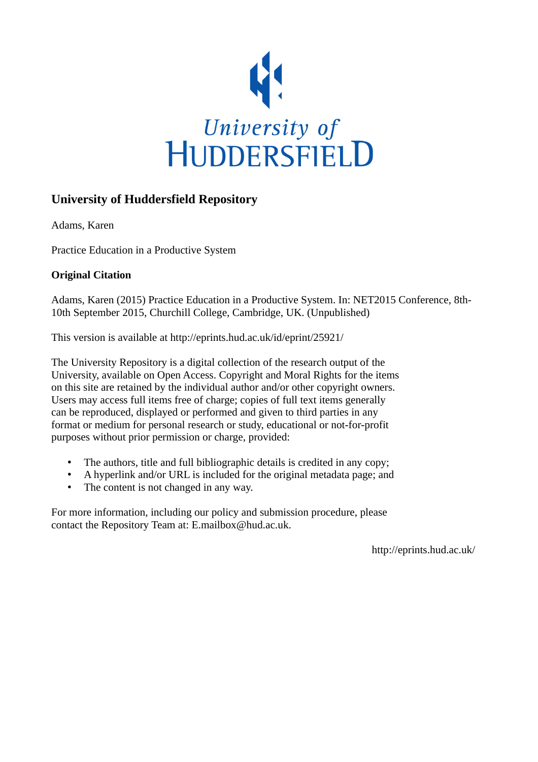University of
HUDDERSFIELD

## University of Huddersfield Repository

Adams, Karen

Practice Education in a Productive System

### Original Citation

Adams, Karen (2015) Practice Education in a Productive System. In: NET2015 Conference, 8th-10th September 2015, Churchill College, Cambridge, UK. (Unpublished)

This version is available at http://eprints.hud.ac.uk/id/eprint/25921/

The University Repository is a digital collection of the research output of the University, available on Open Access. Copyright and Moral Rights for the items on this site are retained by the individual author and/or other copyright owners. Users may access full items free of charge; copies of full text items generally can be reproduced, displayed or performed and given to third parties in any format or medium for personal research or study, educational or not-for-profit purposes without prior permission or charge, provided:

- The authors, title and full bibliographic details is credited in any copy;
- A hyperlink and/or URL is included for the original metadata page; and
- The content is not changed in any way.

For more information, including our policy and submission procedure, please contact the Repository Team at: E.mailbox@hud.ac.uk.

http://eprints.hud.ac.uk/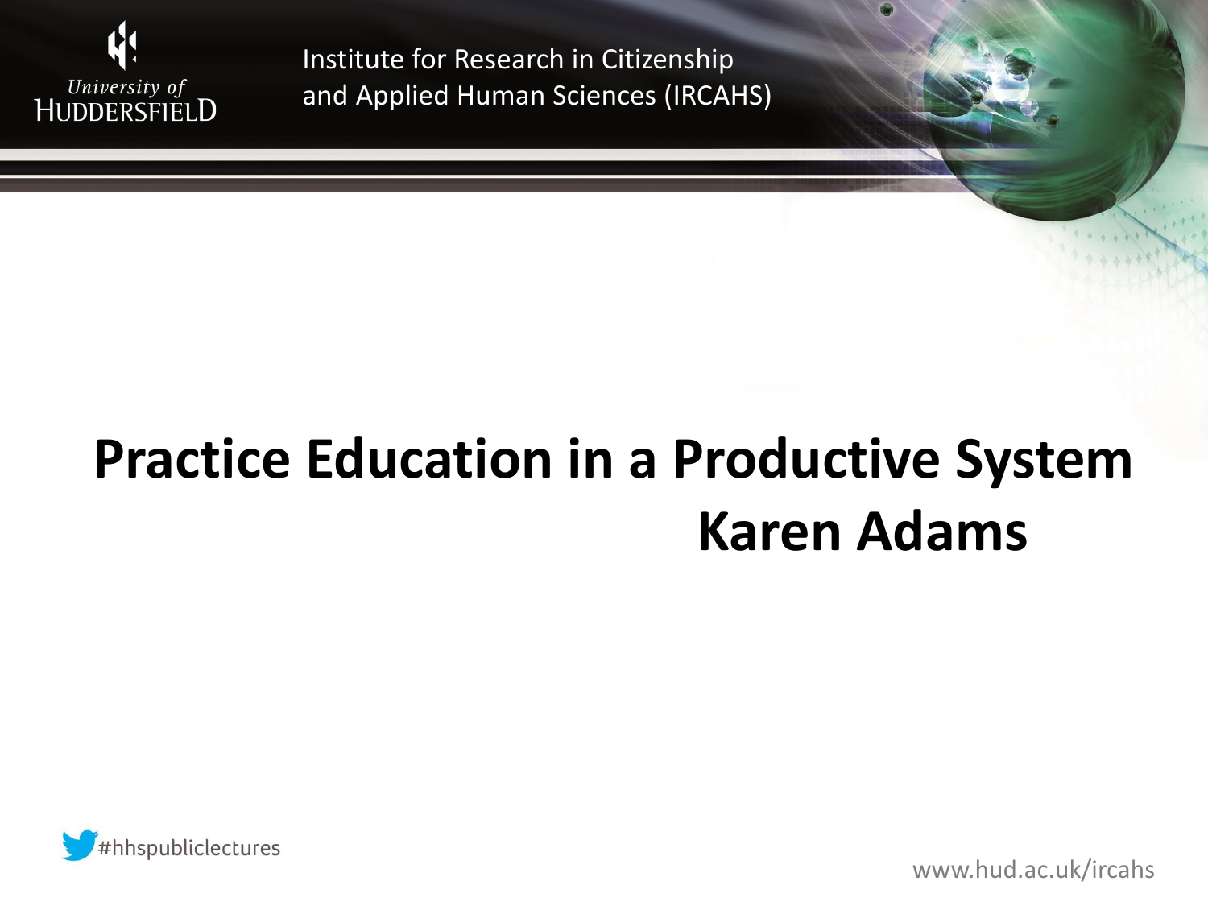University of Huddersfield

Institute for Research in Citizenship and Applied Human Sciences (IRCAHS)

# Practice Education in a Productive System

## Karen Adams

#hhspubliclectures

www.hud.ac.uk/ircahs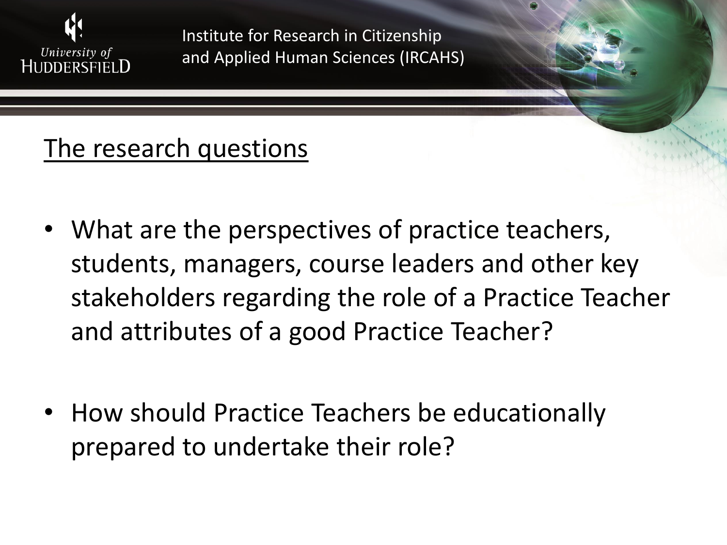## The research questions

- What are the perspectives of practice teachers, students, managers, course leaders and other key stakeholders regarding the role of a Practice Teacher and attributes of a good Practice Teacher?
- How should Practice Teachers be educationally prepared to undertake their role?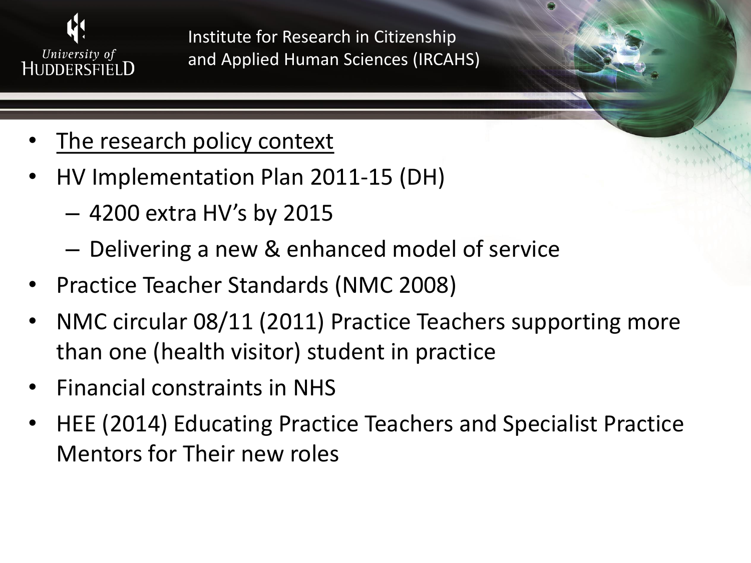- The research policy context
- HV Implementation Plan 2011-15 (DH)
  - 4200 extra HV's by 2015
  - Delivering a new & enhanced model of service
- Practice Teacher Standards (NMC 2008)
- NMC circular 08/11 (2011) Practice Teachers supporting more than one (health visitor) student in practice
- Financial constraints in NHS
- HEE (2014) Educating Practice Teachers and Specialist Practice Mentors for Their new roles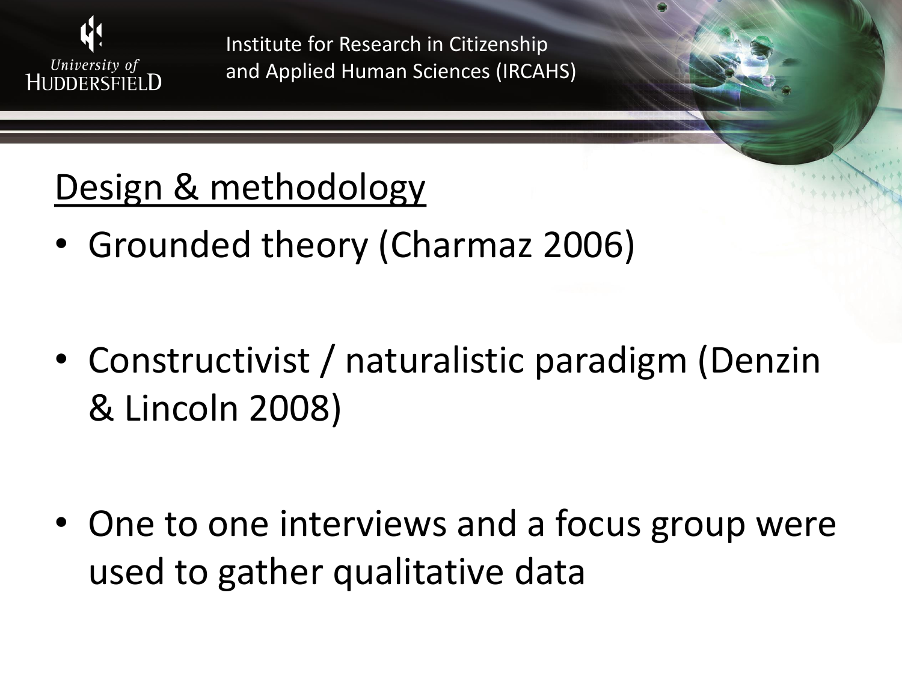## Design & methodology

- Grounded theory (Charmaz 2006)
- Constructivist / naturalistic paradigm (Denzin & Lincoln 2008)
- One to one interviews and a focus group were used to gather qualitative data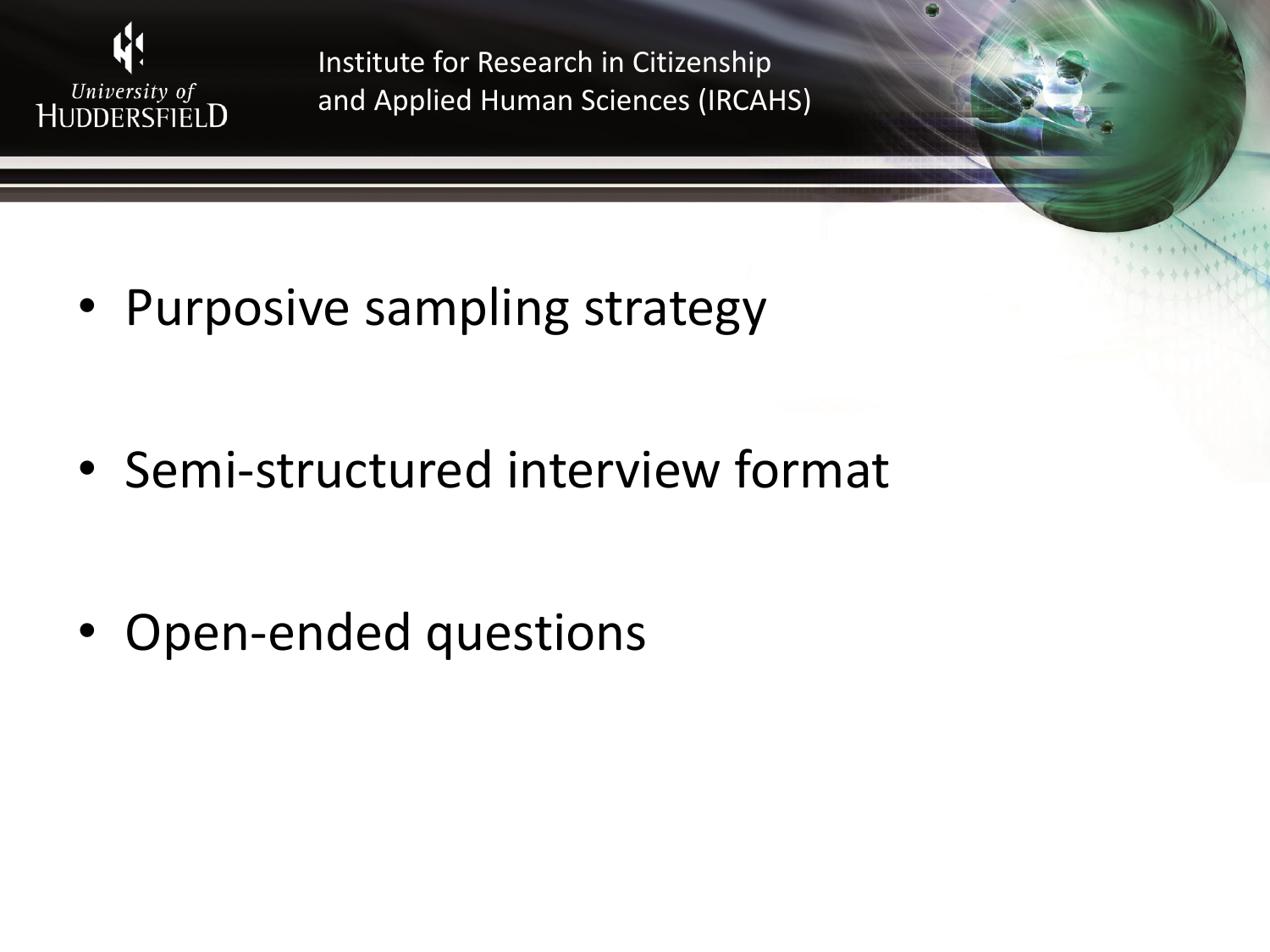- Purposive sampling strategy
- Semi-structured interview format
- Open-ended questions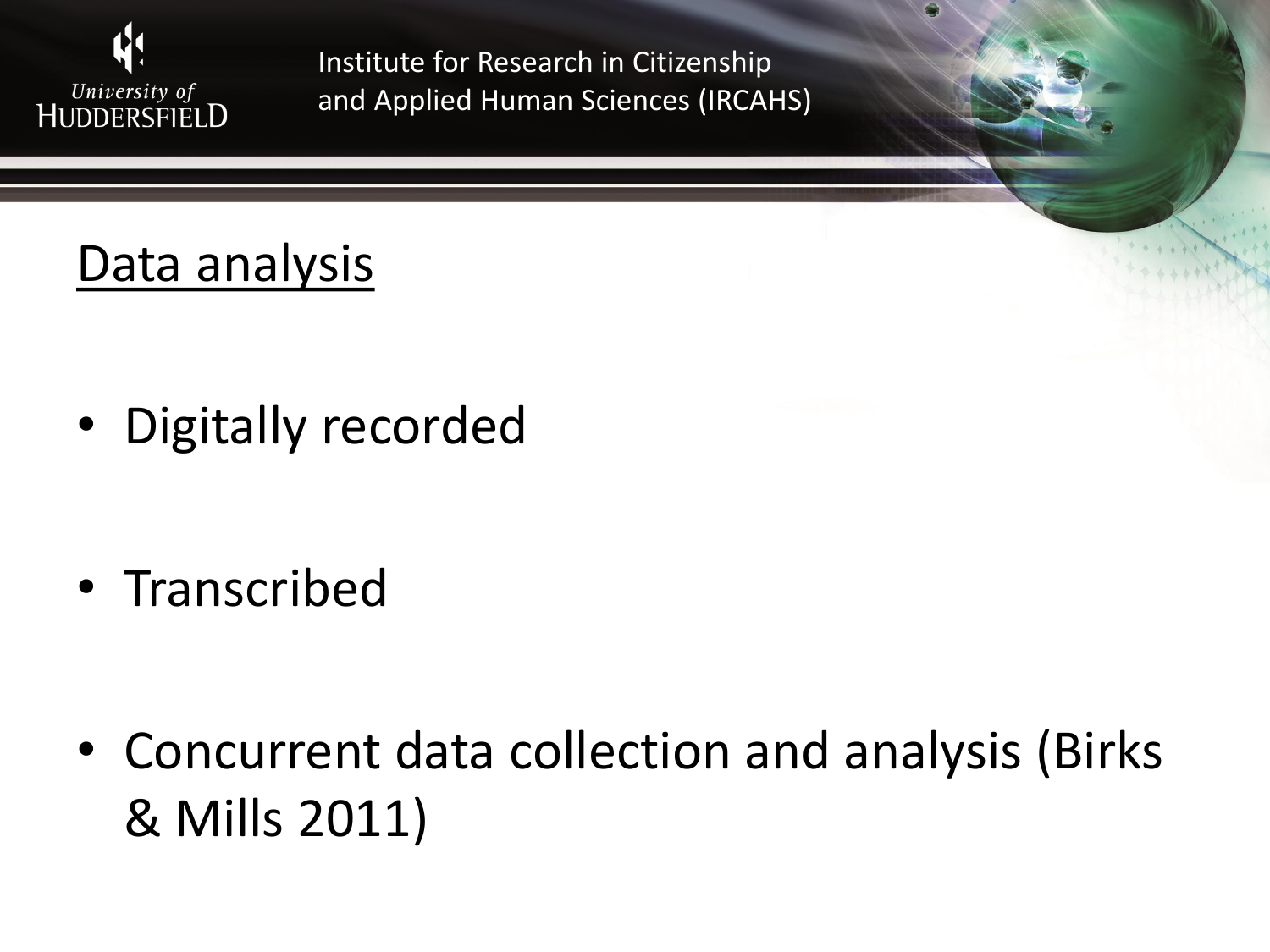## Data analysis

- Digitally recorded
- Transcribed
- Concurrent data collection and analysis (Birks & Mills 2011)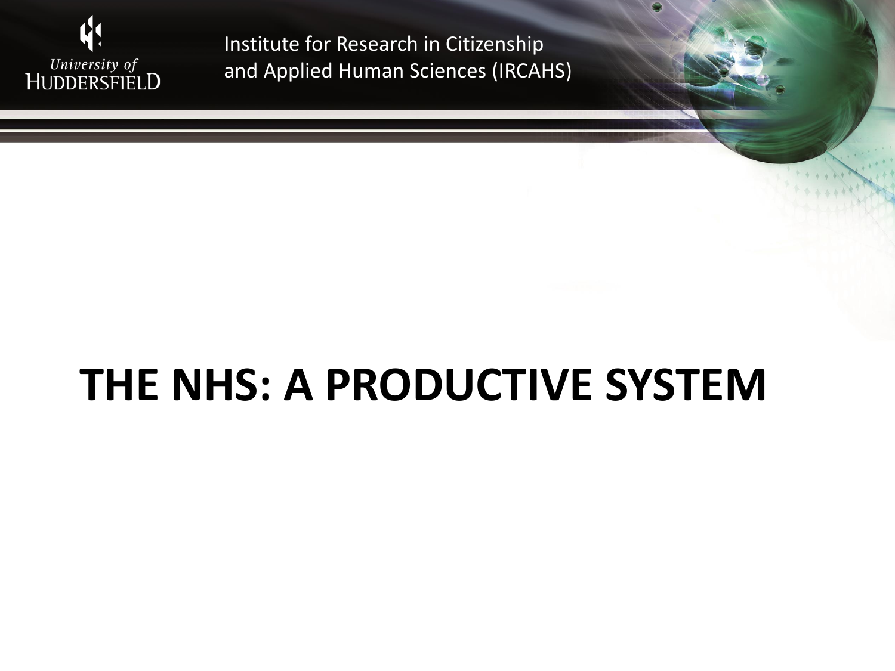# THE NHS: A PRODUCTIVE SYSTEM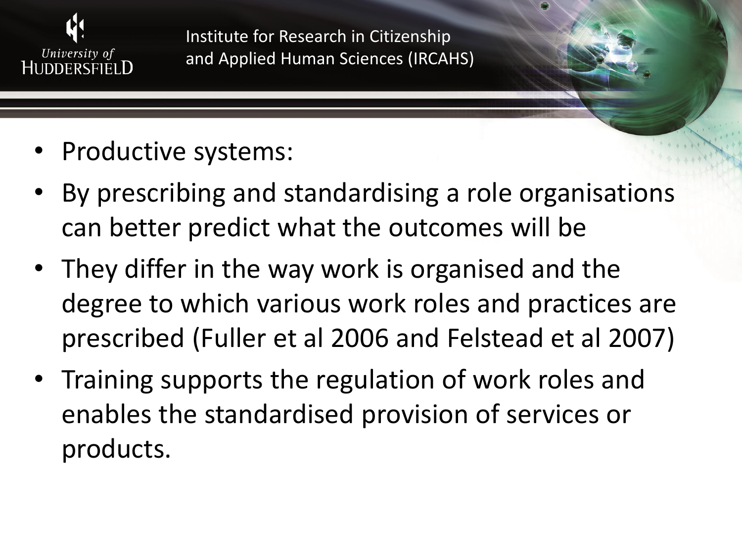- Productive systems:
- By prescribing and standardising a role organisations can better predict what the outcomes will be
- They differ in the way work is organised and the degree to which various work roles and practices are prescribed (Fuller et al 2006 and Felstead et al 2007)
- Training supports the regulation of work roles and enables the standardised provision of services or products.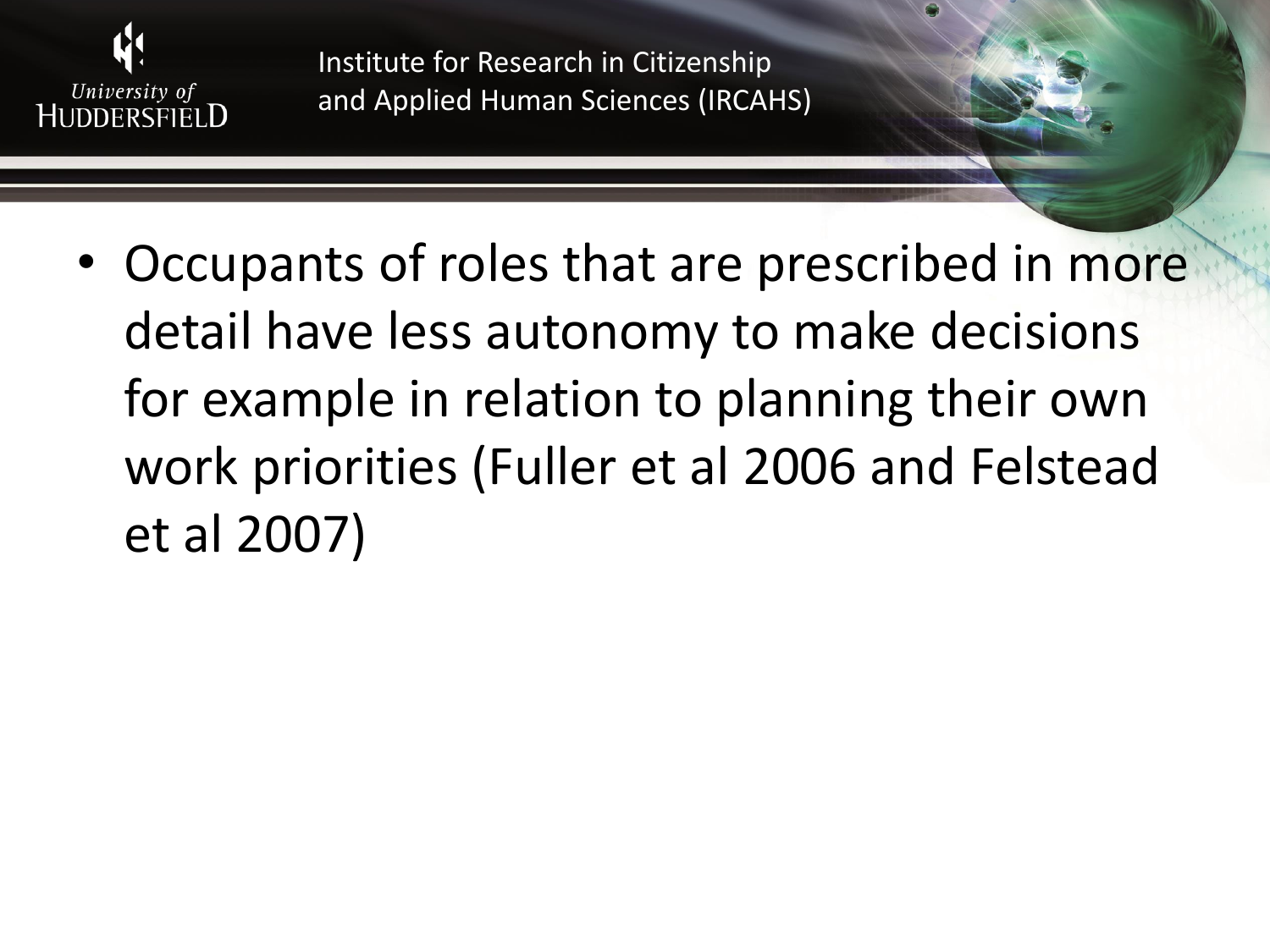- Occupants of roles that are prescribed in more detail have less autonomy to make decisions for example in relation to planning their own work priorities (Fuller et al 2006 and Felstead et al 2007)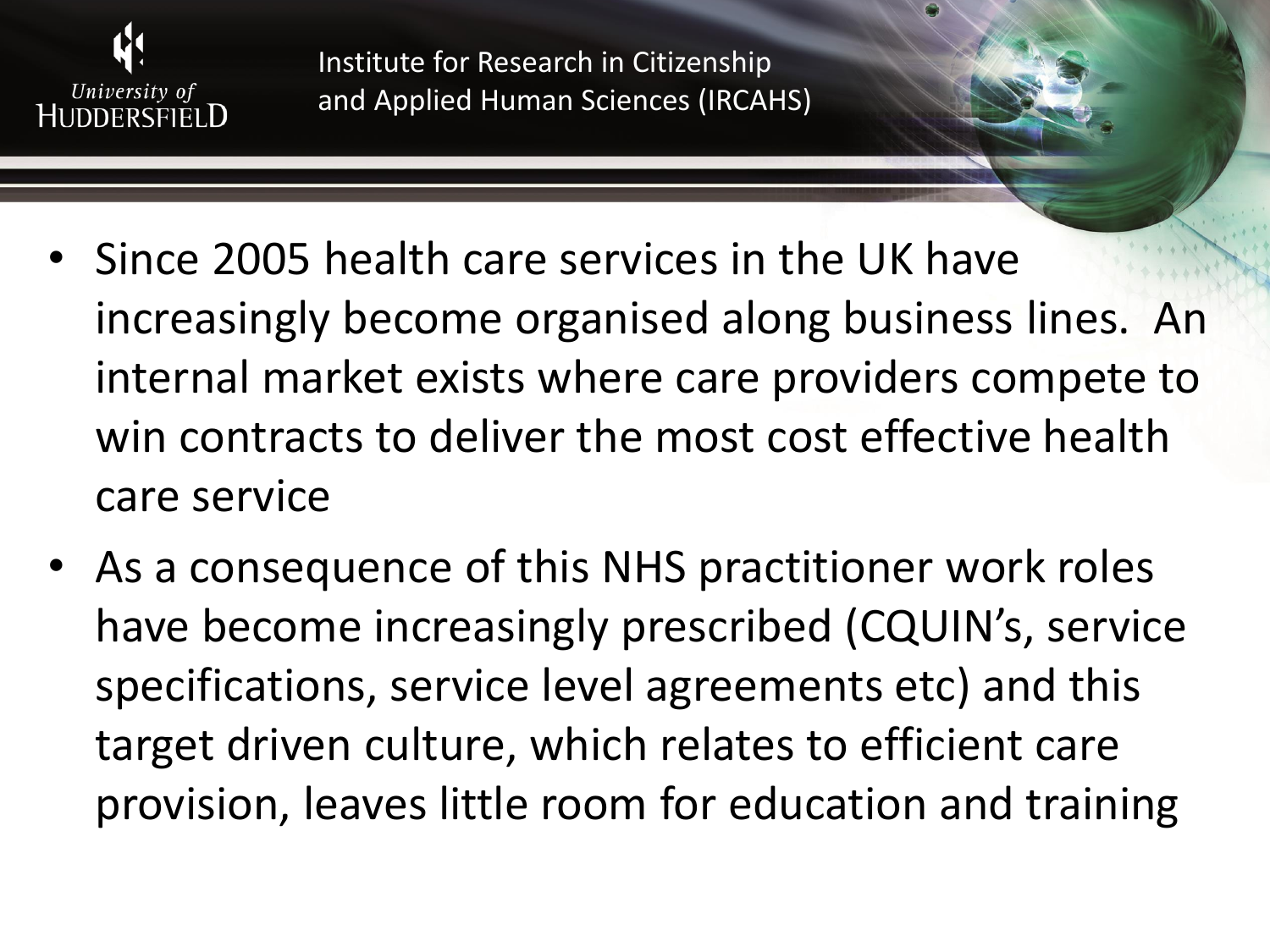- Since 2005 health care services in the UK have increasingly become organised along business lines. An internal market exists where care providers compete to win contracts to deliver the most cost effective health care service
- As a consequence of this NHS practitioner work roles have become increasingly prescribed (CQUIN's, service specifications, service level agreements etc) and this target driven culture, which relates to efficient care provision, leaves little room for education and training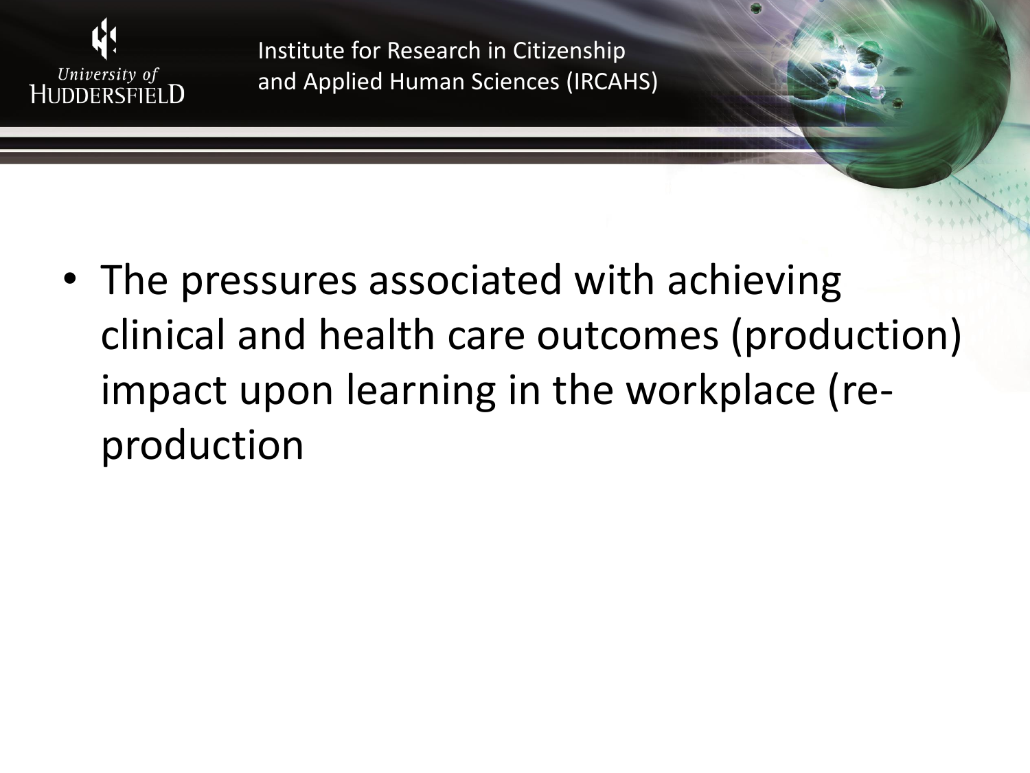- The pressures associated with achieving clinical and health care outcomes (production) impact upon learning in the workplace (re-production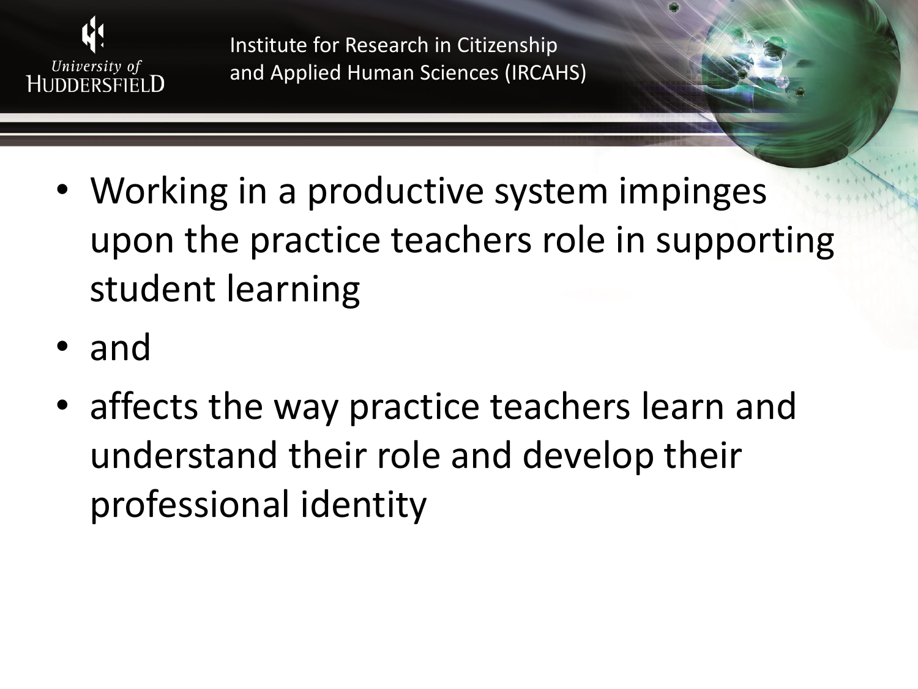- Working in a productive system impinges upon the practice teachers role in supporting student learning
- and
- affects the way practice teachers learn and understand their role and develop their professional identity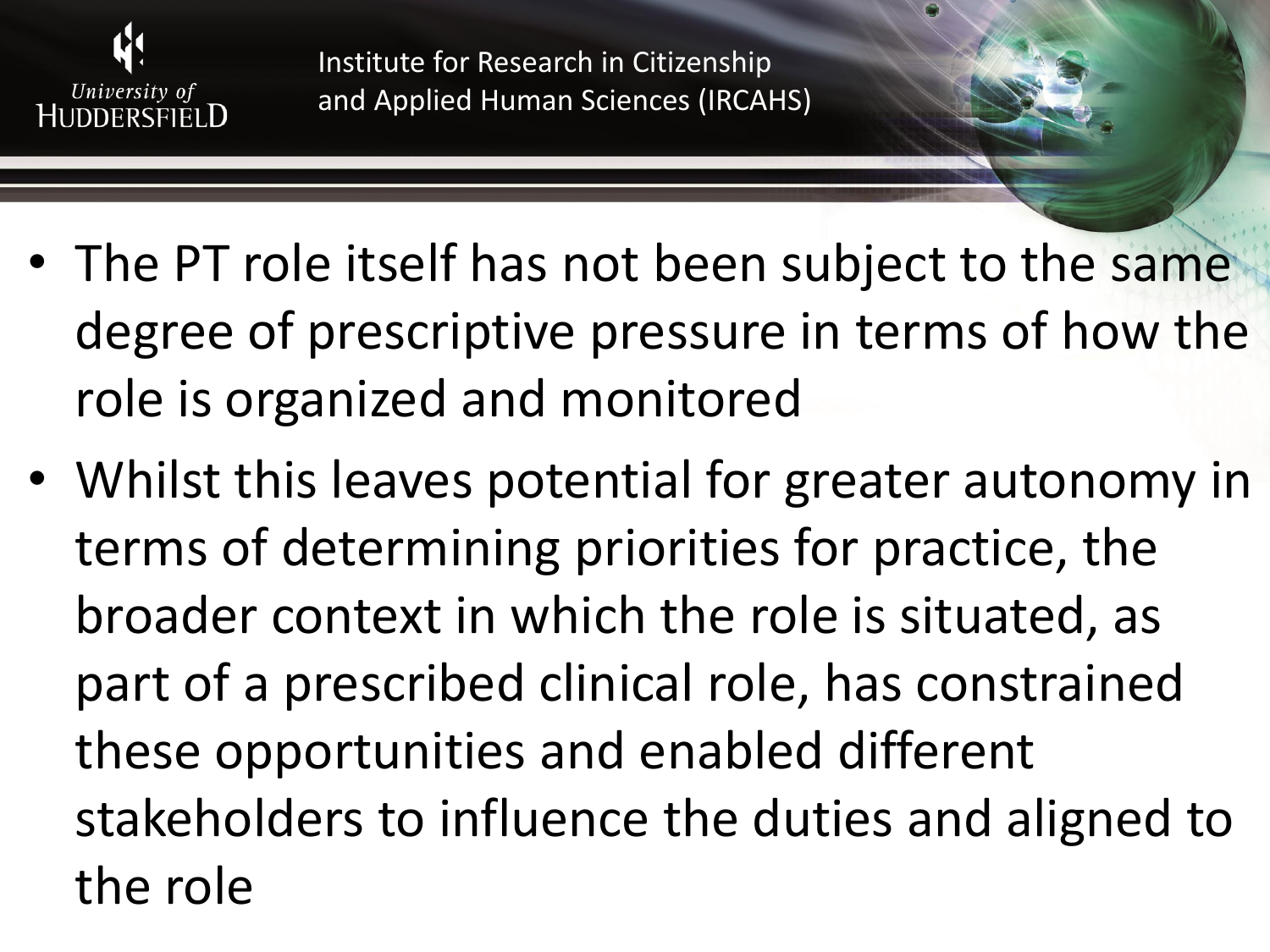- The PT role itself has not been subject to the same degree of prescriptive pressure in terms of how the role is organized and monitored
- Whilst this leaves potential for greater autonomy in terms of determining priorities for practice, the broader context in which the role is situated, as part of a prescribed clinical role, has constrained these opportunities and enabled different stakeholders to influence the duties and aligned to the role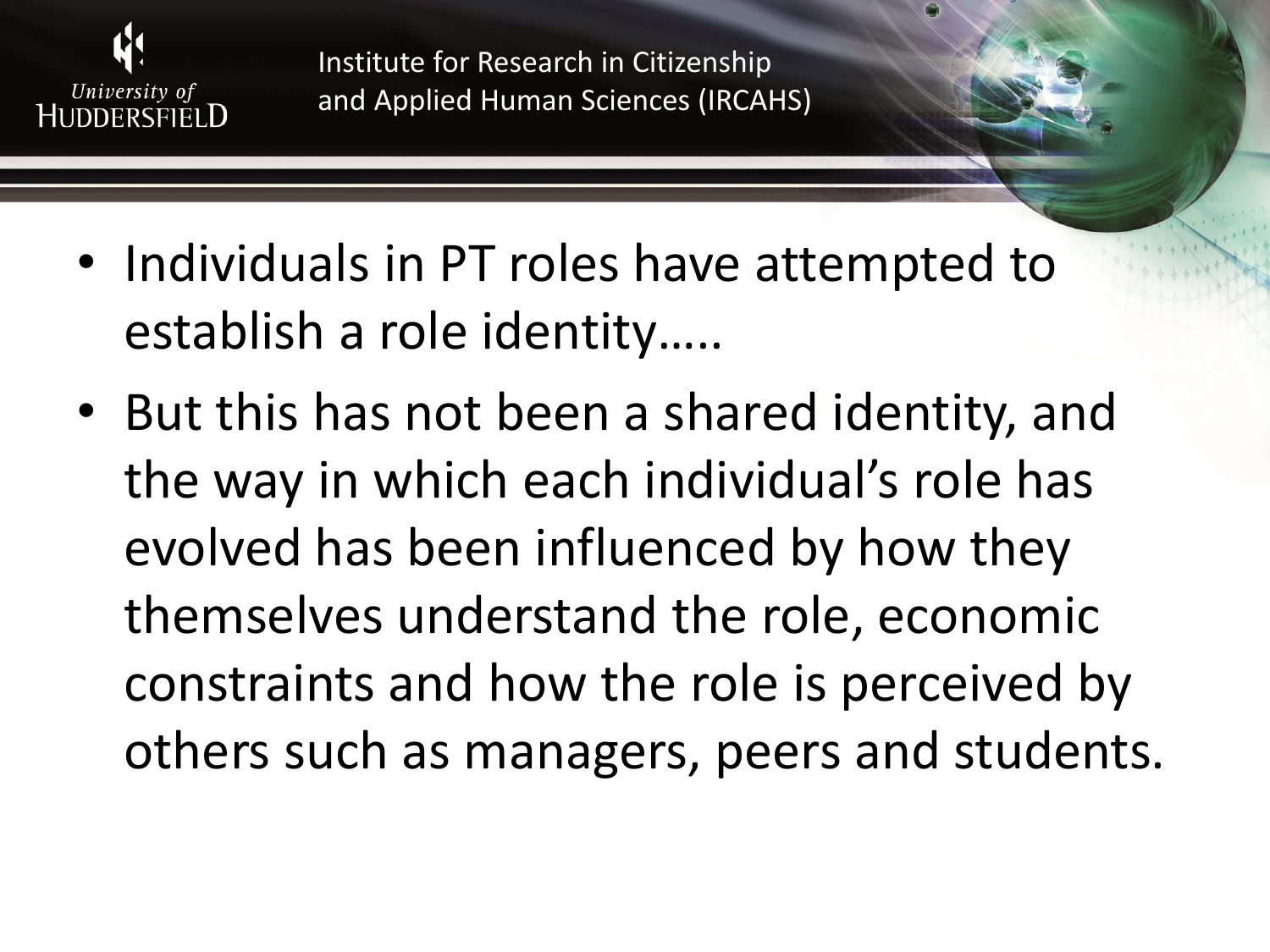- Individuals in PT roles have attempted to establish a role identity…..
- But this has not been a shared identity, and the way in which each individual's role has evolved has been influenced by how they themselves understand the role, economic constraints and how the role is perceived by others such as managers, peers and students.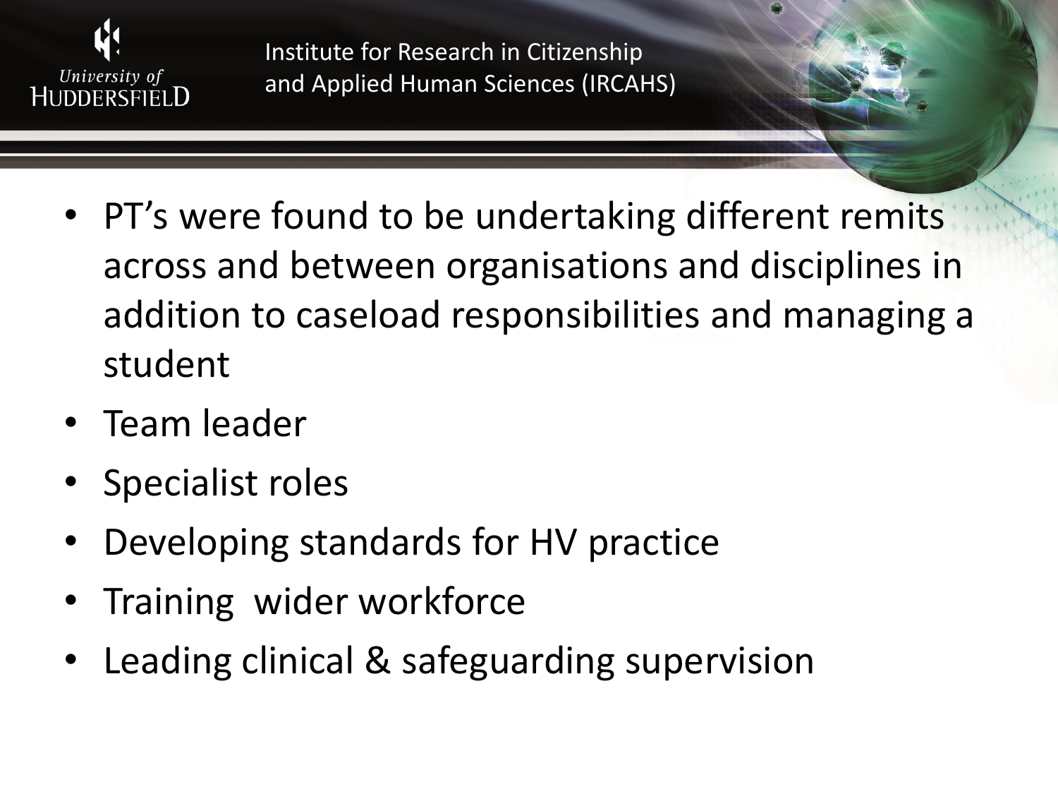- PT's were found to be undertaking different remits across and between organisations and disciplines in addition to caseload responsibilities and managing a student
- Team leader
- Specialist roles
- Developing standards for HV practice
- Training wider workforce
- Leading clinical & safeguarding supervision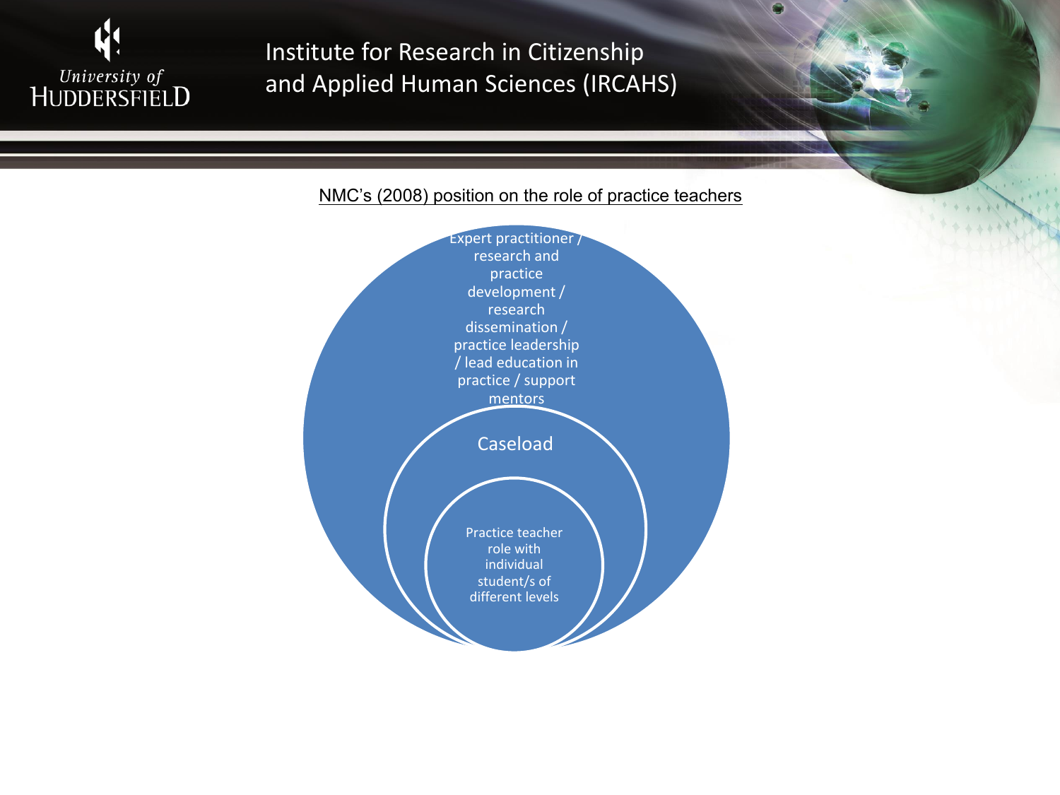NMC's (2008) position on the role of practice teachers

Expert practitioner / research and practice development / research dissemination / practice leadership / lead education in practice / support mentors

Caseload

Practice teacher role with individual student/s of different levels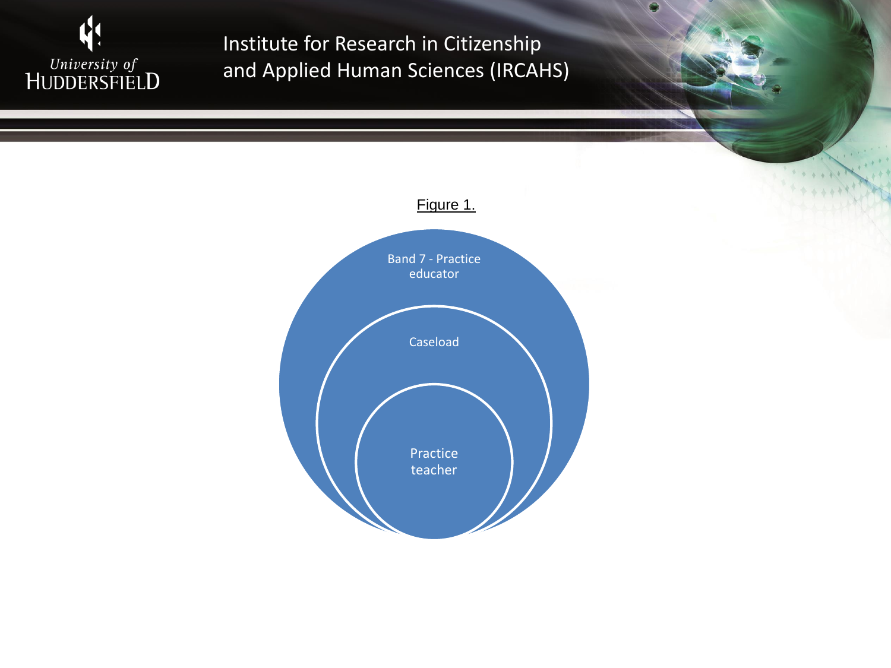Figure 1.

Band 7 - Practice educator

Caseload

Practice teacher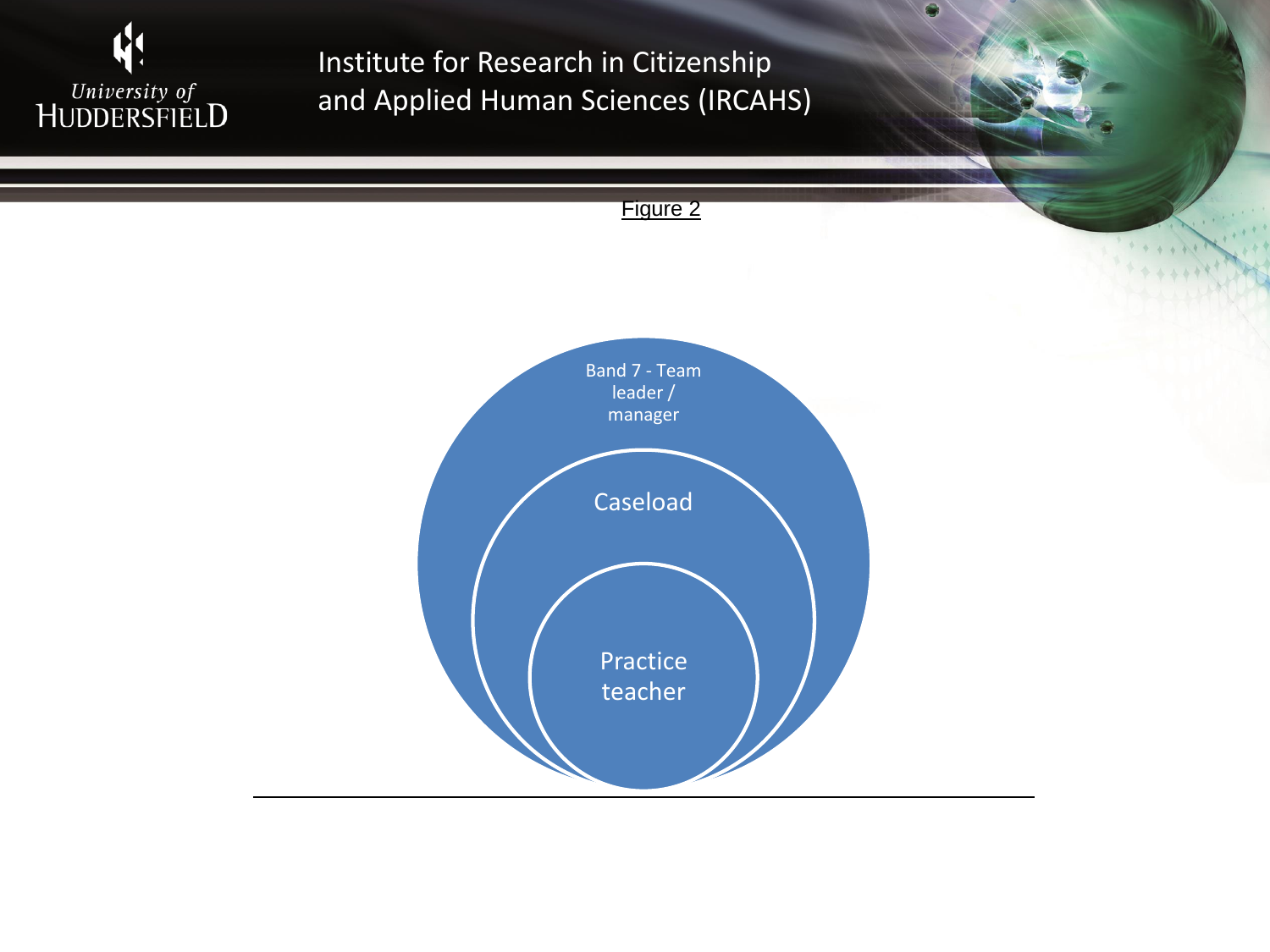Figure 2

Band 7 - Team leader / manager

Caseload

Practice teacher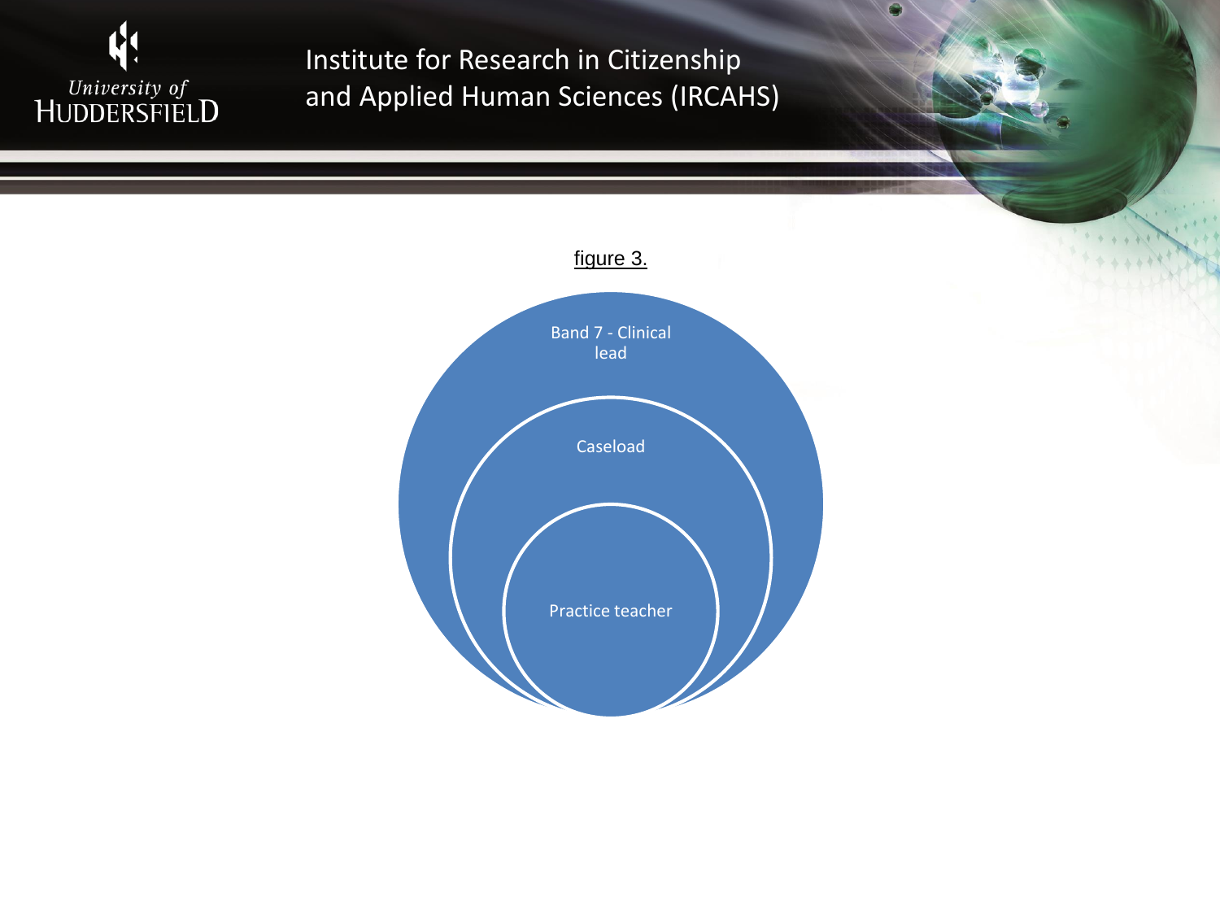figure 3.

Band 7 - Clinical lead

Caseload

Practice teacher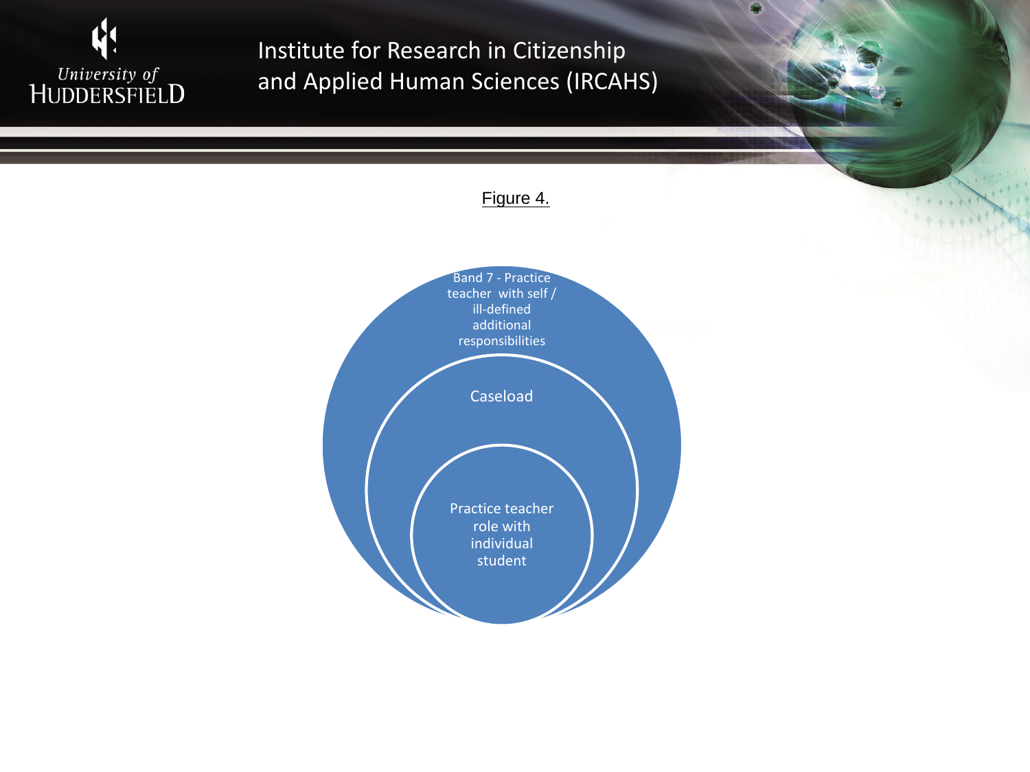Figure 4.

Band 7 - Practice teacher with self / ill-defined additional responsibilities

Caseload

Practice teacher role with individual student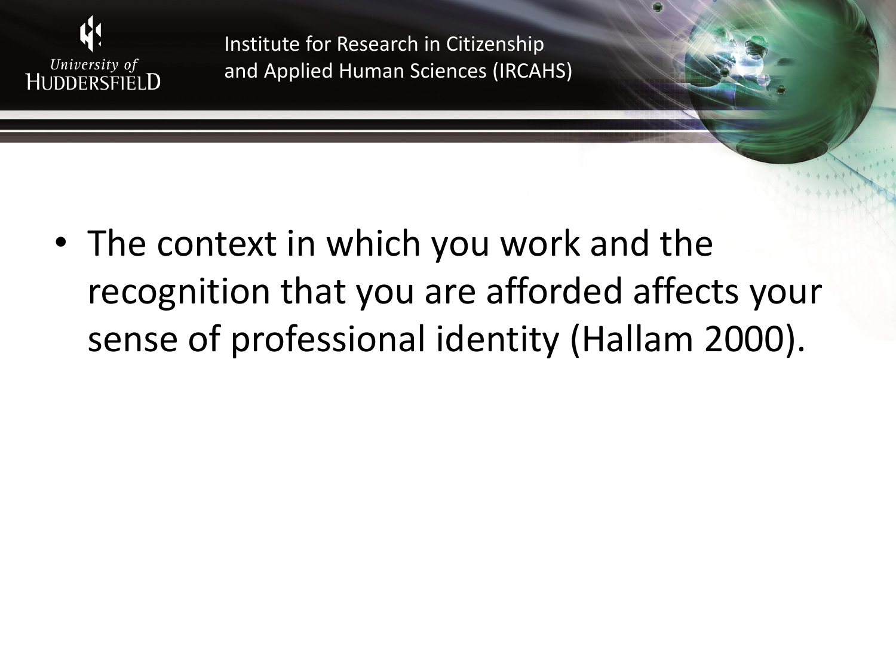- The context in which you work and the recognition that you are afforded affects your sense of professional identity (Hallam 2000).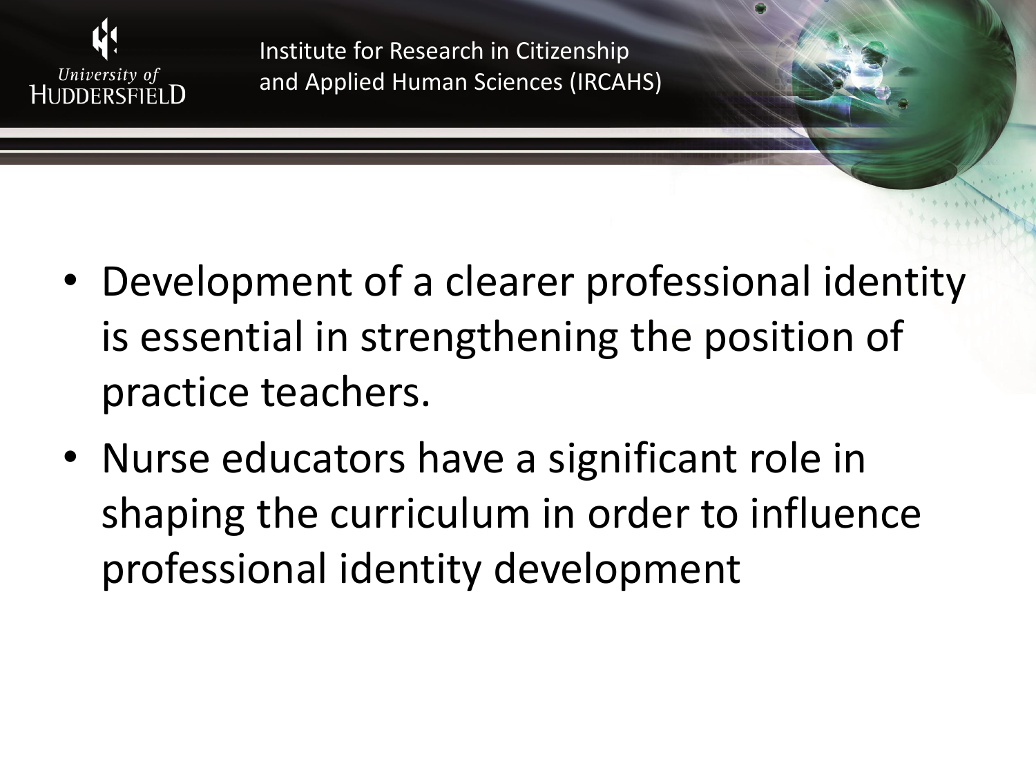- Development of a clearer professional identity is essential in strengthening the position of practice teachers.
- Nurse educators have a significant role in shaping the curriculum in order to influence professional identity development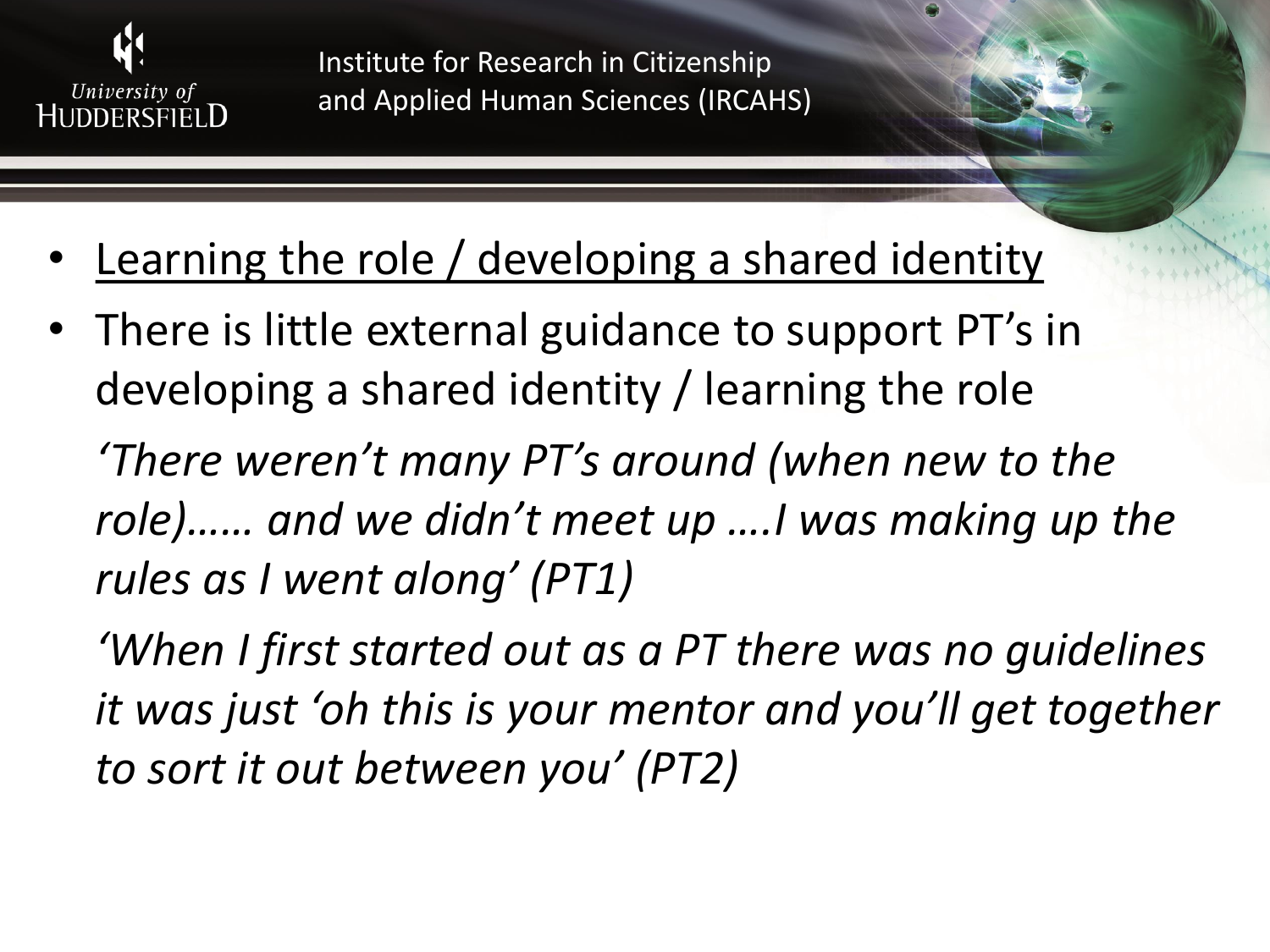- <u>Learning the role / developing a shared identity</u>
- There is little external guidance to support PT's in developing a shared identity / learning the role

  *'There weren't many PT's around (when new to the role)…… and we didn't meet up ….I was making up the rules as I went along' (PT1)*

  *'When I first started out as a PT there was no guidelines it was just 'oh this is your mentor and you'll get together to sort it out between you' (PT2)*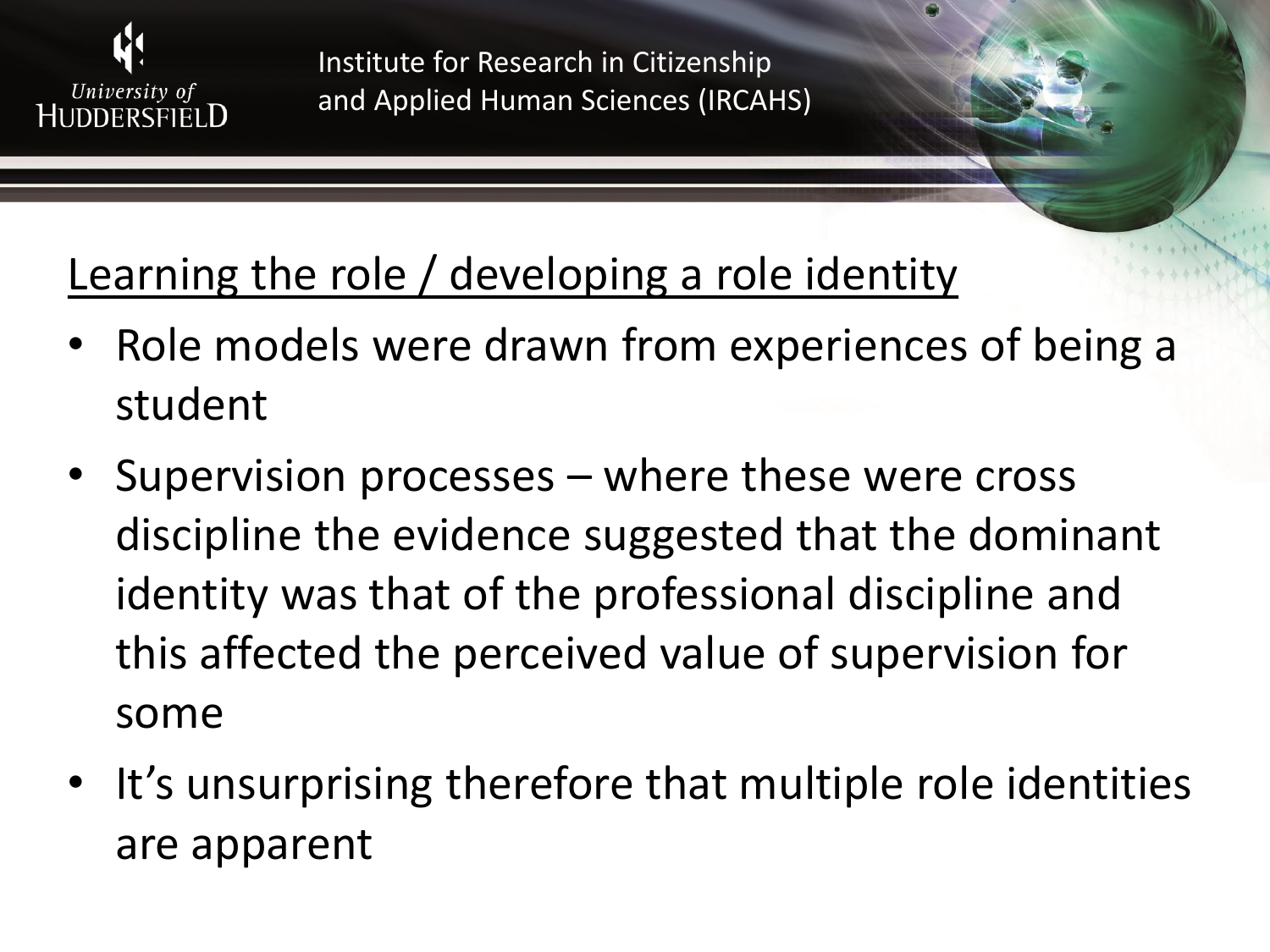## Learning the role / developing a role identity

- Role models were drawn from experiences of being a student
- Supervision processes – where these were cross discipline the evidence suggested that the dominant identity was that of the professional discipline and this affected the perceived value of supervision for some
- It's unsurprising therefore that multiple role identities are apparent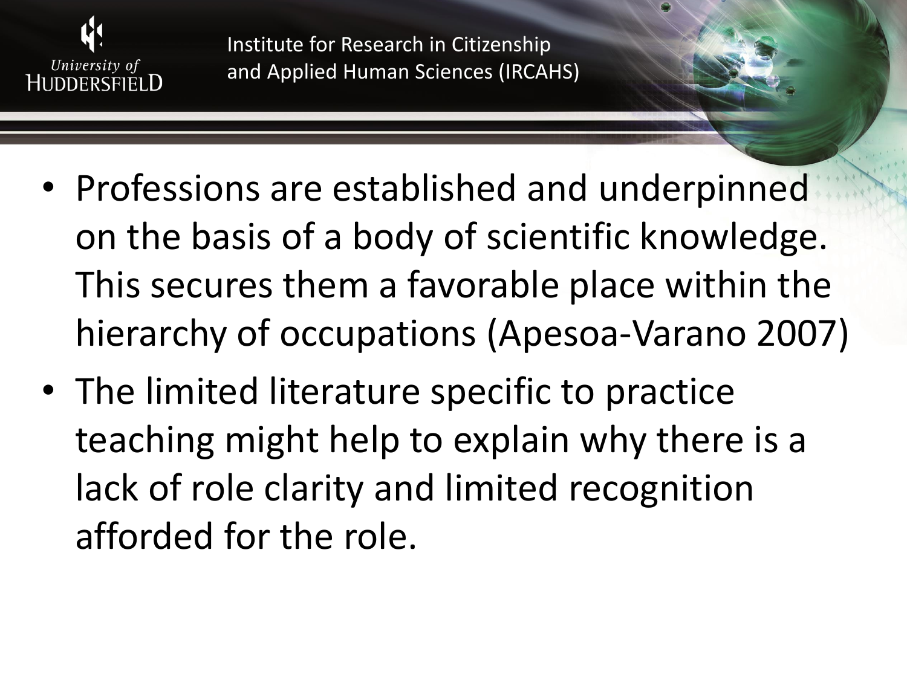- Professions are established and underpinned on the basis of a body of scientific knowledge. This secures them a favorable place within the hierarchy of occupations (Apesoa-Varano 2007)
- The limited literature specific to practice teaching might help to explain why there is a lack of role clarity and limited recognition afforded for the role.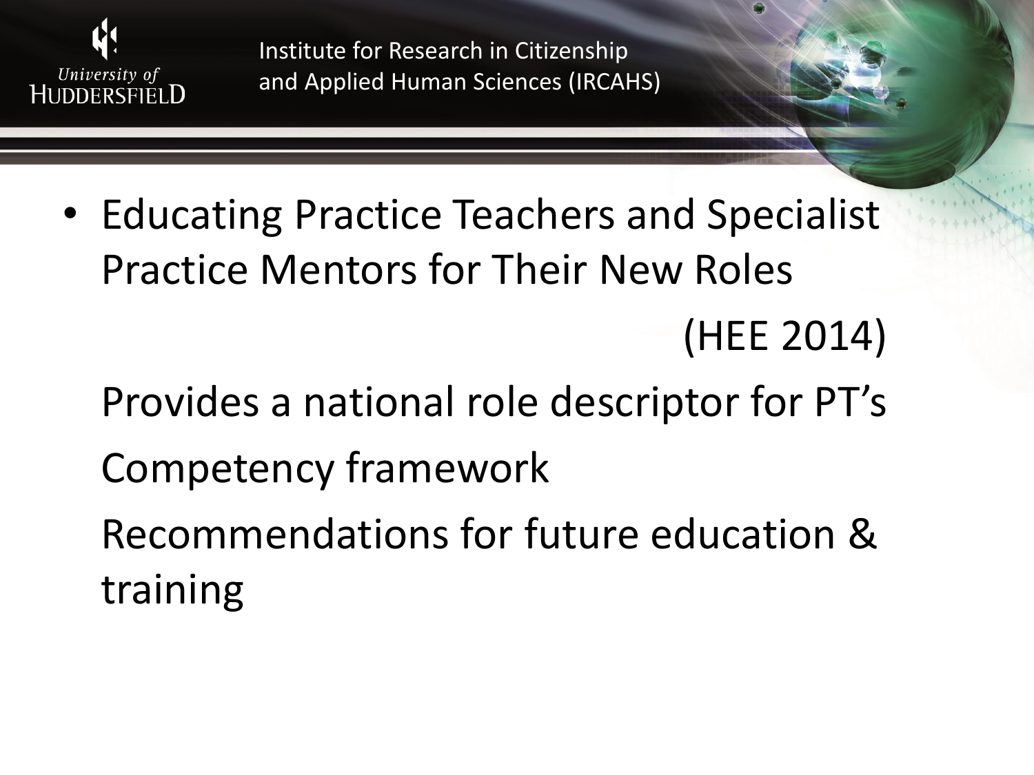- Educating Practice Teachers and Specialist Practice Mentors for Their New Roles (HEE 2014)

  Provides a national role descriptor for PT's

  Competency framework

  Recommendations for future education & training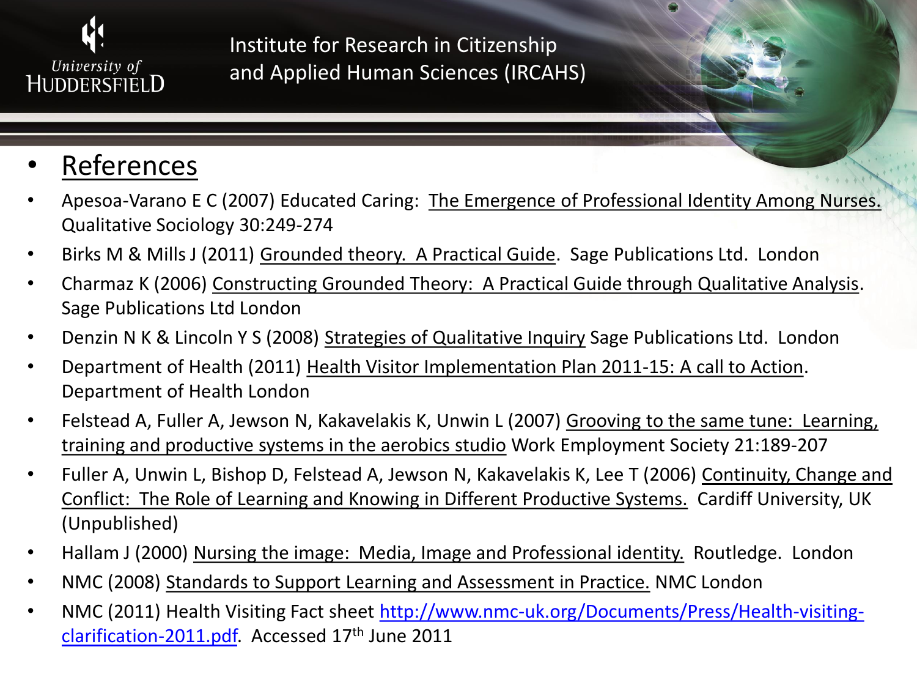## References

- Apesoa-Varano E C (2007) Educated Caring: The Emergence of Professional Identity Among Nurses. Qualitative Sociology 30:249-274
- Birks M & Mills J (2011) Grounded theory. A Practical Guide. Sage Publications Ltd. London
- Charmaz K (2006) Constructing Grounded Theory: A Practical Guide through Qualitative Analysis. Sage Publications Ltd London
- Denzin N K & Lincoln Y S (2008) Strategies of Qualitative Inquiry Sage Publications Ltd. London
- Department of Health (2011) Health Visitor Implementation Plan 2011-15: A call to Action. Department of Health London
- Felstead A, Fuller A, Jewson N, Kakavelakis K, Unwin L (2007) Grooving to the same tune: Learning, training and productive systems in the aerobics studio Work Employment Society 21:189-207
- Fuller A, Unwin L, Bishop D, Felstead A, Jewson N, Kakavelakis K, Lee T (2006) Continuity, Change and Conflict: The Role of Learning and Knowing in Different Productive Systems. Cardiff University, UK (Unpublished)
- Hallam J (2000) Nursing the image: Media, Image and Professional identity. Routledge. London
- NMC (2008) Standards to Support Learning and Assessment in Practice. NMC London
- NMC (2011) Health Visiting Fact sheet http://www.nmc-uk.org/Documents/Press/Health-visiting-clarification-2011.pdf. Accessed 17th June 2011